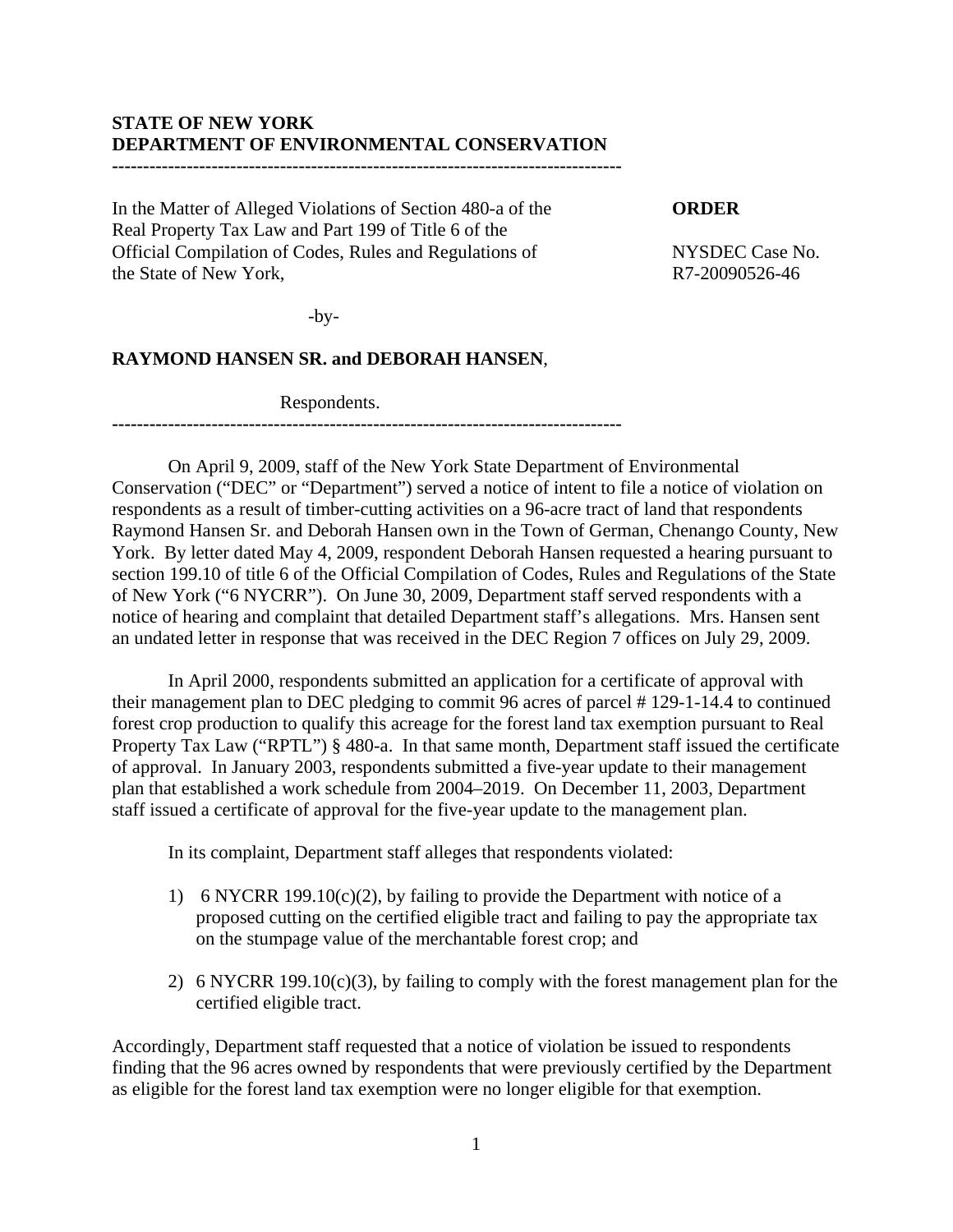**STATE OF NEW YORK**
**DEPARTMENT OF ENVIRONMENTAL CONSERVATION**

---

In the Matter of Alleged Violations of Section 480-a of the Real Property Tax Law and Part 199 of Title 6 of the Official Compilation of Codes, Rules and Regulations of the State of New York,

-by-

**RAYMOND HANSEN SR. and DEBORAH HANSEN**,

Respondents.

**ORDER**

NYSDEC Case No. R7-20090526-46

---

On April 9, 2009, staff of the New York State Department of Environmental Conservation ("DEC" or "Department") served a notice of intent to file a notice of violation on respondents as a result of timber-cutting activities on a 96-acre tract of land that respondents Raymond Hansen Sr. and Deborah Hansen own in the Town of German, Chenango County, New York. By letter dated May 4, 2009, respondent Deborah Hansen requested a hearing pursuant to section 199.10 of title 6 of the Official Compilation of Codes, Rules and Regulations of the State of New York ("6 NYCRR"). On June 30, 2009, Department staff served respondents with a notice of hearing and complaint that detailed Department staff's allegations. Mrs. Hansen sent an undated letter in response that was received in the DEC Region 7 offices on July 29, 2009.

In April 2000, respondents submitted an application for a certificate of approval with their management plan to DEC pledging to commit 96 acres of parcel # 129-1-14.4 to continued forest crop production to qualify this acreage for the forest land tax exemption pursuant to Real Property Tax Law ("RPTL") § 480-a. In that same month, Department staff issued the certificate of approval. In January 2003, respondents submitted a five-year update to their management plan that established a work schedule from 2004–2019. On December 11, 2003, Department staff issued a certificate of approval for the five-year update to the management plan.

In its complaint, Department staff alleges that respondents violated:

1) 6 NYCRR 199.10(c)(2), by failing to provide the Department with notice of a proposed cutting on the certified eligible tract and failing to pay the appropriate tax on the stumpage value of the merchantable forest crop; and

2) 6 NYCRR 199.10(c)(3), by failing to comply with the forest management plan for the certified eligible tract.

Accordingly, Department staff requested that a notice of violation be issued to respondents finding that the 96 acres owned by respondents that were previously certified by the Department as eligible for the forest land tax exemption were no longer eligible for that exemption.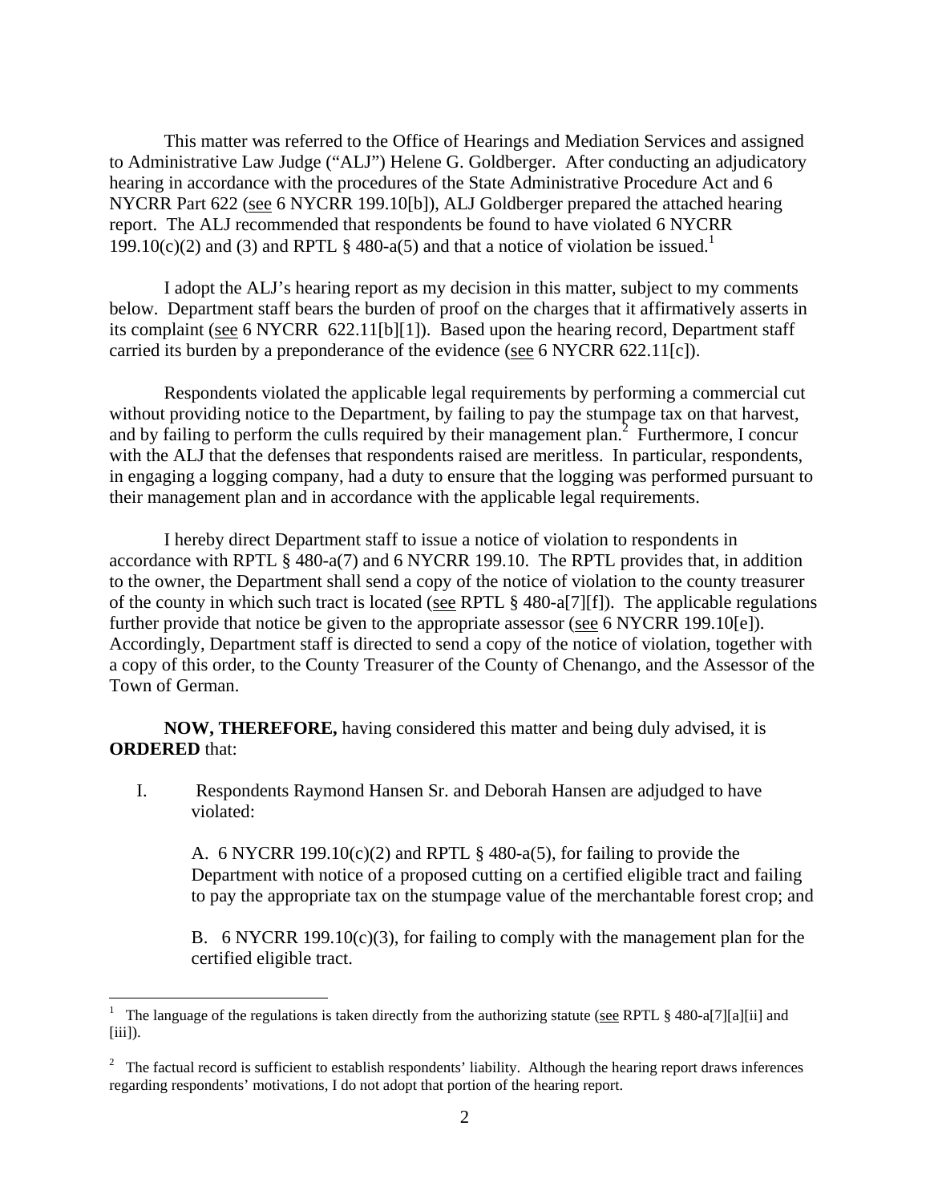This matter was referred to the Office of Hearings and Mediation Services and assigned to Administrative Law Judge ("ALJ") Helene G. Goldberger. After conducting an adjudicatory hearing in accordance with the procedures of the State Administrative Procedure Act and 6 NYCRR Part 622 (see 6 NYCRR 199.10[b]), ALJ Goldberger prepared the attached hearing report. The ALJ recommended that respondents be found to have violated 6 NYCRR 199.10(c)(2) and (3) and RPTL § 480-a(5) and that a notice of violation be issued.[1]

I adopt the ALJ's hearing report as my decision in this matter, subject to my comments below. Department staff bears the burden of proof on the charges that it affirmatively asserts in its complaint (see 6 NYCRR 622.11[b][1]). Based upon the hearing record, Department staff carried its burden by a preponderance of the evidence (see 6 NYCRR 622.11[c]).

Respondents violated the applicable legal requirements by performing a commercial cut without providing notice to the Department, by failing to pay the stumpage tax on that harvest, and by failing to perform the culls required by their management plan.[2] Furthermore, I concur with the ALJ that the defenses that respondents raised are meritless. In particular, respondents, in engaging a logging company, had a duty to ensure that the logging was performed pursuant to their management plan and in accordance with the applicable legal requirements.

I hereby direct Department staff to issue a notice of violation to respondents in accordance with RPTL § 480-a(7) and 6 NYCRR 199.10. The RPTL provides that, in addition to the owner, the Department shall send a copy of the notice of violation to the county treasurer of the county in which such tract is located (see RPTL § 480-a[7][f]). The applicable regulations further provide that notice be given to the appropriate assessor (see 6 NYCRR 199.10[e]). Accordingly, Department staff is directed to send a copy of the notice of violation, together with a copy of this order, to the County Treasurer of the County of Chenango, and the Assessor of the Town of German.

**NOW, THEREFORE,** having considered this matter and being duly advised, it is **ORDERED** that:

I. Respondents Raymond Hansen Sr. and Deborah Hansen are adjudged to have violated:

   A. 6 NYCRR 199.10(c)(2) and RPTL § 480-a(5), for failing to provide the Department with notice of a proposed cutting on a certified eligible tract and failing to pay the appropriate tax on the stumpage value of the merchantable forest crop; and

   B. 6 NYCRR 199.10(c)(3), for failing to comply with the management plan for the certified eligible tract.

---

[1] The language of the regulations is taken directly from the authorizing statute (see RPTL § 480-a[7][a][ii] and [iii]).

[2] The factual record is sufficient to establish respondents' liability. Although the hearing report draws inferences regarding respondents' motivations, I do not adopt that portion of the hearing report.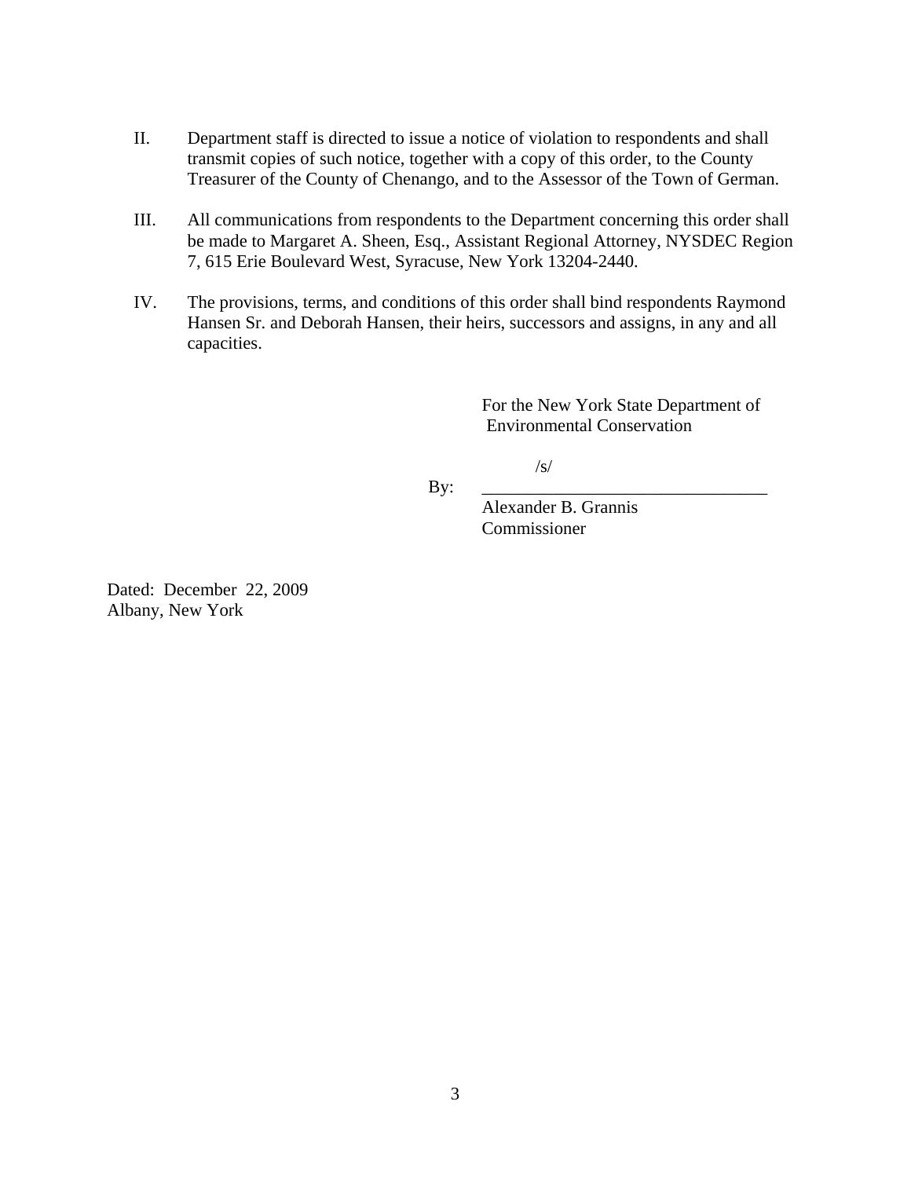II. Department staff is directed to issue a notice of violation to respondents and shall transmit copies of such notice, together with a copy of this order, to the County Treasurer of the County of Chenango, and to the Assessor of the Town of German.

III. All communications from respondents to the Department concerning this order shall be made to Margaret A. Sheen, Esq., Assistant Regional Attorney, NYSDEC Region 7, 615 Erie Boulevard West, Syracuse, New York 13204-2440.

IV. The provisions, terms, and conditions of this order shall bind respondents Raymond Hansen Sr. and Deborah Hansen, their heirs, successors and assigns, in any and all capacities.

For the New York State Department of Environmental Conservation

By: /s/ ________________________________
Alexander B. Grannis
Commissioner

Dated: December 22, 2009
Albany, New York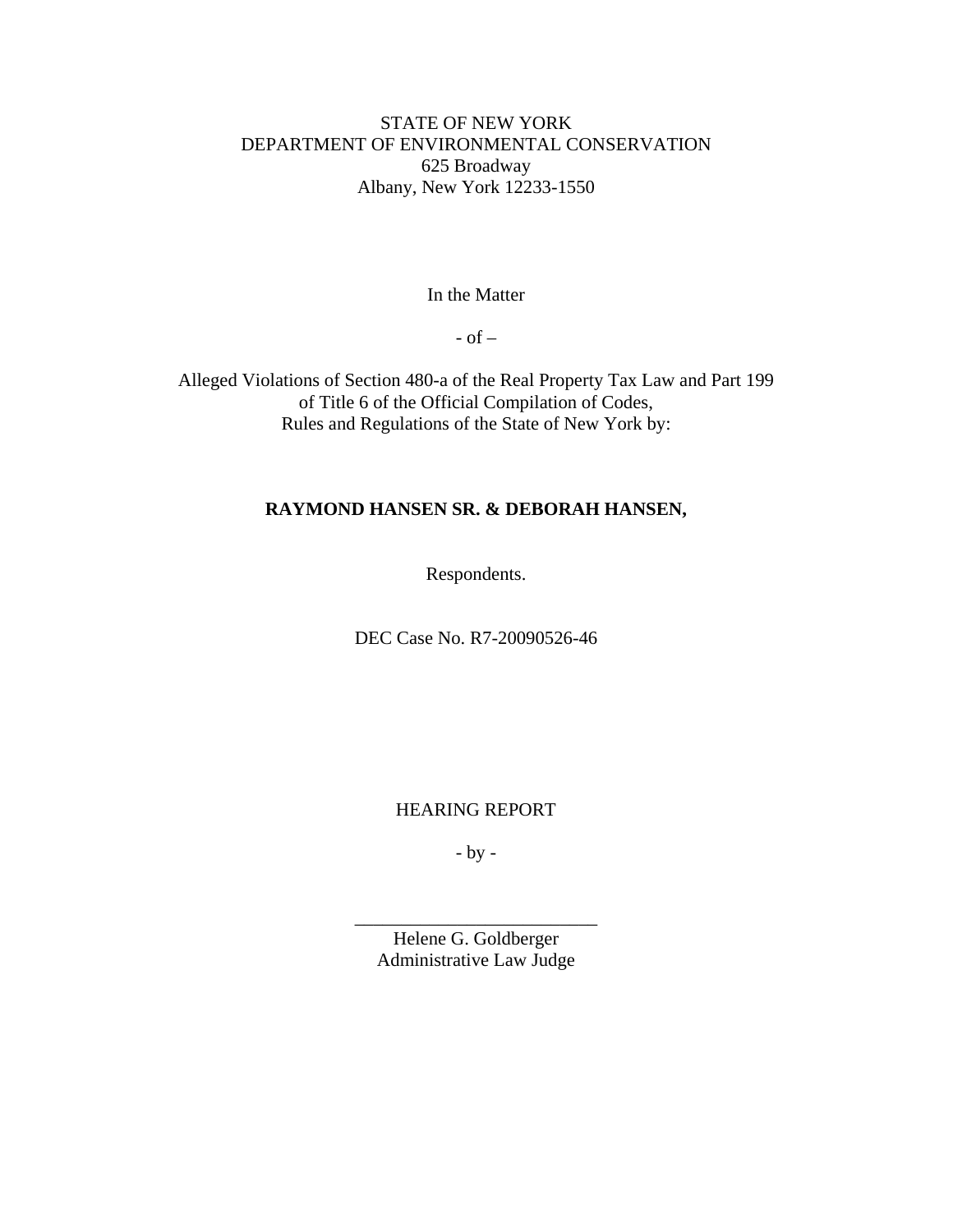STATE OF NEW YORK
DEPARTMENT OF ENVIRONMENTAL CONSERVATION
625 Broadway
Albany, New York 12233-1550

In the Matter

- of –

Alleged Violations of Section 480-a of the Real Property Tax Law and Part 199 of Title 6 of the Official Compilation of Codes, Rules and Regulations of the State of New York by:

**RAYMOND HANSEN SR. & DEBORAH HANSEN,**

Respondents.

DEC Case No. R7-20090526-46

HEARING REPORT

- by -

\_\_\_\_\_\_\_\_\_\_\_\_\_\_\_\_\_\_\_\_\_\_\_\_\_\_

Helene G. Goldberger
Administrative Law Judge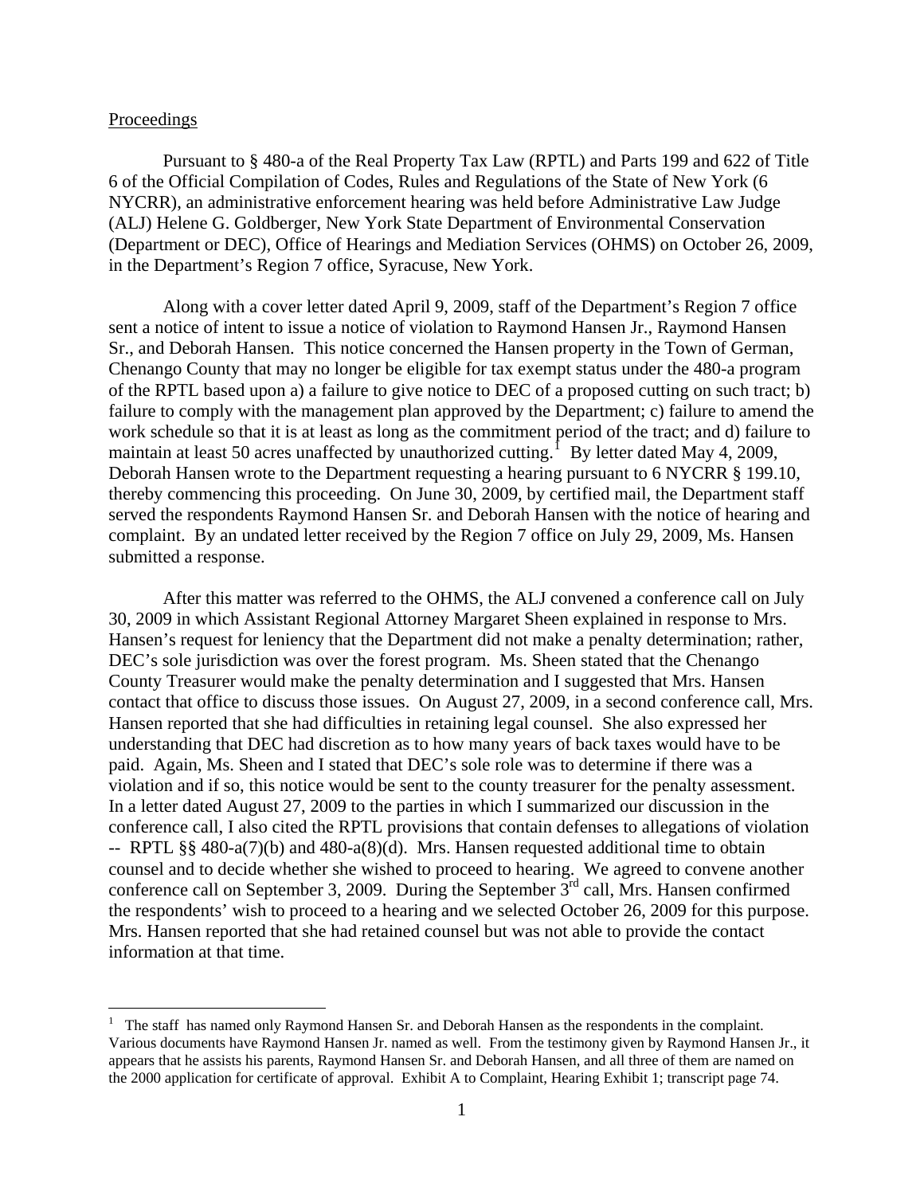Proceedings

Pursuant to § 480-a of the Real Property Tax Law (RPTL) and Parts 199 and 622 of Title 6 of the Official Compilation of Codes, Rules and Regulations of the State of New York (6 NYCRR), an administrative enforcement hearing was held before Administrative Law Judge (ALJ) Helene G. Goldberger, New York State Department of Environmental Conservation (Department or DEC), Office of Hearings and Mediation Services (OHMS) on October 26, 2009, in the Department's Region 7 office, Syracuse, New York.

Along with a cover letter dated April 9, 2009, staff of the Department's Region 7 office sent a notice of intent to issue a notice of violation to Raymond Hansen Jr., Raymond Hansen Sr., and Deborah Hansen. This notice concerned the Hansen property in the Town of German, Chenango County that may no longer be eligible for tax exempt status under the 480-a program of the RPTL based upon a) a failure to give notice to DEC of a proposed cutting on such tract; b) failure to comply with the management plan approved by the Department; c) failure to amend the work schedule so that it is at least as long as the commitment period of the tract; and d) failure to maintain at least 50 acres unaffected by unauthorized cutting.[1] By letter dated May 4, 2009, Deborah Hansen wrote to the Department requesting a hearing pursuant to 6 NYCRR § 199.10, thereby commencing this proceeding. On June 30, 2009, by certified mail, the Department staff served the respondents Raymond Hansen Sr. and Deborah Hansen with the notice of hearing and complaint. By an undated letter received by the Region 7 office on July 29, 2009, Ms. Hansen submitted a response.

After this matter was referred to the OHMS, the ALJ convened a conference call on July 30, 2009 in which Assistant Regional Attorney Margaret Sheen explained in response to Mrs. Hansen's request for leniency that the Department did not make a penalty determination; rather, DEC's sole jurisdiction was over the forest program. Ms. Sheen stated that the Chenango County Treasurer would make the penalty determination and I suggested that Mrs. Hansen contact that office to discuss those issues. On August 27, 2009, in a second conference call, Mrs. Hansen reported that she had difficulties in retaining legal counsel. She also expressed her understanding that DEC had discretion as to how many years of back taxes would have to be paid. Again, Ms. Sheen and I stated that DEC's sole role was to determine if there was a violation and if so, this notice would be sent to the county treasurer for the penalty assessment. In a letter dated August 27, 2009 to the parties in which I summarized our discussion in the conference call, I also cited the RPTL provisions that contain defenses to allegations of violation -- RPTL §§ 480-a(7)(b) and 480-a(8)(d). Mrs. Hansen requested additional time to obtain counsel and to decide whether she wished to proceed to hearing. We agreed to convene another conference call on September 3, 2009. During the September 3rd call, Mrs. Hansen confirmed the respondents' wish to proceed to a hearing and we selected October 26, 2009 for this purpose. Mrs. Hansen reported that she had retained counsel but was not able to provide the contact information at that time.

---

[1] The staff has named only Raymond Hansen Sr. and Deborah Hansen as the respondents in the complaint. Various documents have Raymond Hansen Jr. named as well. From the testimony given by Raymond Hansen Jr., it appears that he assists his parents, Raymond Hansen Sr. and Deborah Hansen, and all three of them are named on the 2000 application for certificate of approval. Exhibit A to Complaint, Hearing Exhibit 1; transcript page 74.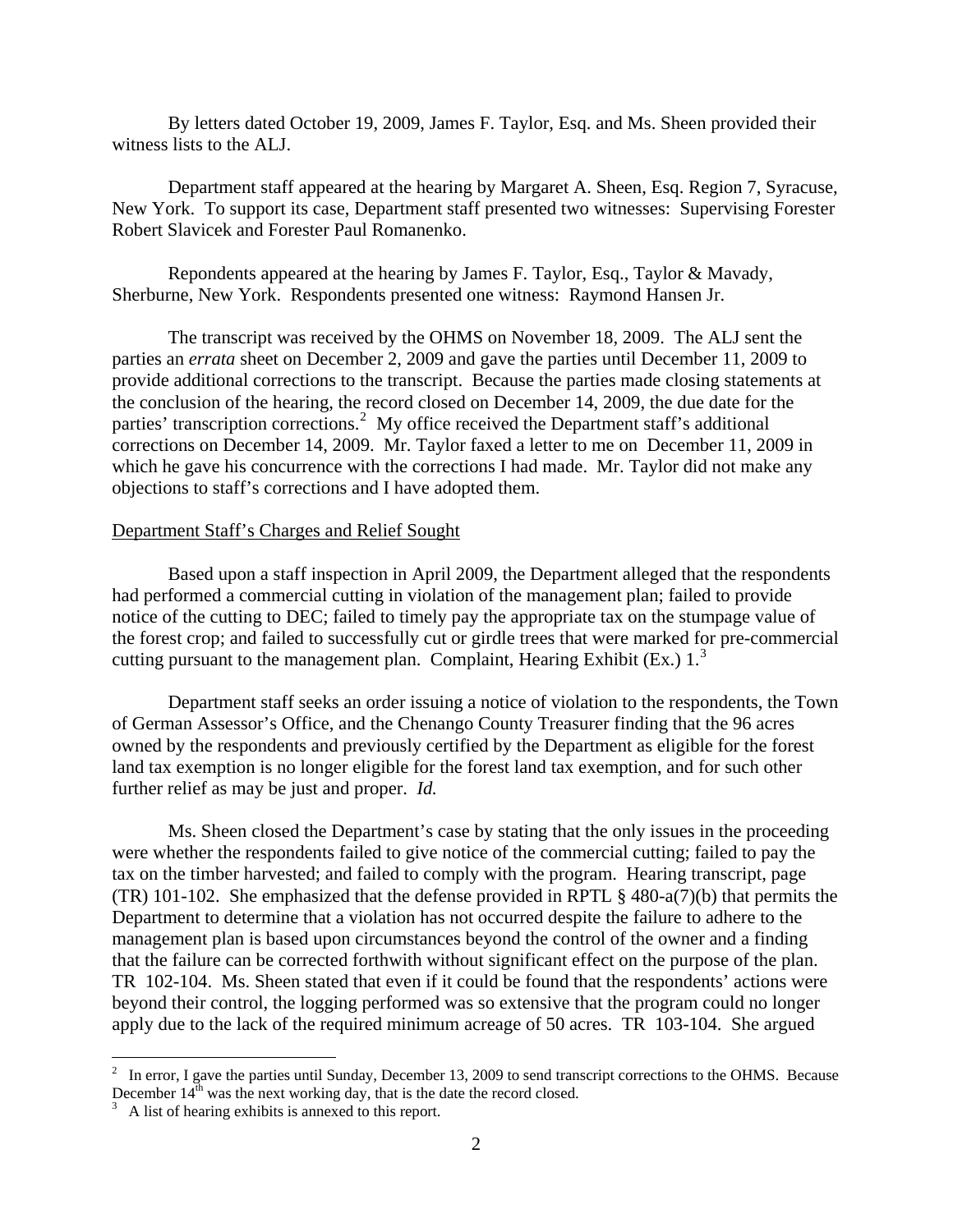By letters dated October 19, 2009, James F. Taylor, Esq. and Ms. Sheen provided their witness lists to the ALJ.

Department staff appeared at the hearing by Margaret A. Sheen, Esq. Region 7, Syracuse, New York. To support its case, Department staff presented two witnesses: Supervising Forester Robert Slavicek and Forester Paul Romanenko.

Respondents appeared at the hearing by James F. Taylor, Esq., Taylor & Mavady, Sherburne, New York. Respondents presented one witness: Raymond Hansen Jr.

The transcript was received by the OHMS on November 18, 2009. The ALJ sent the parties an *errata* sheet on December 2, 2009 and gave the parties until December 11, 2009 to provide additional corrections to the transcript. Because the parties made closing statements at the conclusion of the hearing, the record closed on December 14, 2009, the due date for the parties' transcription corrections.[2] My office received the Department staff's additional corrections on December 14, 2009. Mr. Taylor faxed a letter to me on December 11, 2009 in which he gave his concurrence with the corrections I had made. Mr. Taylor did not make any objections to staff's corrections and I have adopted them.

Department Staff's Charges and Relief Sought

Based upon a staff inspection in April 2009, the Department alleged that the respondents had performed a commercial cutting in violation of the management plan; failed to provide notice of the cutting to DEC; failed to timely pay the appropriate tax on the stumpage value of the forest crop; and failed to successfully cut or girdle trees that were marked for pre-commercial cutting pursuant to the management plan. Complaint, Hearing Exhibit (Ex.) 1.[3]

Department staff seeks an order issuing a notice of violation to the respondents, the Town of German Assessor's Office, and the Chenango County Treasurer finding that the 96 acres owned by the respondents and previously certified by the Department as eligible for the forest land tax exemption is no longer eligible for the forest land tax exemption, and for such other further relief as may be just and proper. *Id.*

Ms. Sheen closed the Department's case by stating that the only issues in the proceeding were whether the respondents failed to give notice of the commercial cutting; failed to pay the tax on the timber harvested; and failed to comply with the program. Hearing transcript, page (TR) 101-102. She emphasized that the defense provided in RPTL § 480-a(7)(b) that permits the Department to determine that a violation has not occurred despite the failure to adhere to the management plan is based upon circumstances beyond the control of the owner and a finding that the failure can be corrected forthwith without significant effect on the purpose of the plan. TR 102-104. Ms. Sheen stated that even if it could be found that the respondents' actions were beyond their control, the logging performed was so extensive that the program could no longer apply due to the lack of the required minimum acreage of 50 acres. TR 103-104. She argued

[2] In error, I gave the parties until Sunday, December 13, 2009 to send transcript corrections to the OHMS. Because December 14th was the next working day, that is the date the record closed.

[3] A list of hearing exhibits is annexed to this report.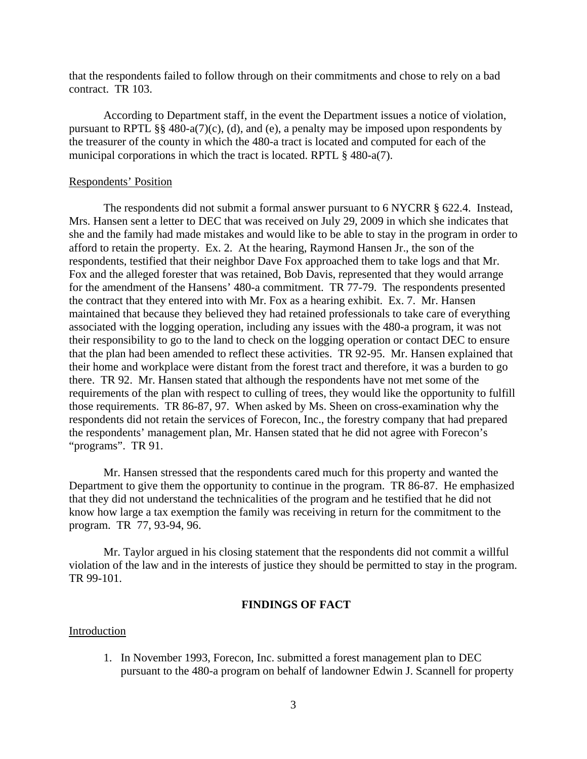that the respondents failed to follow through on their commitments and chose to rely on a bad contract. TR 103.

According to Department staff, in the event the Department issues a notice of violation, pursuant to RPTL §§ 480-a(7)(c), (d), and (e), a penalty may be imposed upon respondents by the treasurer of the county in which the 480-a tract is located and computed for each of the municipal corporations in which the tract is located. RPTL § 480-a(7).

Respondents' Position

The respondents did not submit a formal answer pursuant to 6 NYCRR § 622.4. Instead, Mrs. Hansen sent a letter to DEC that was received on July 29, 2009 in which she indicates that she and the family had made mistakes and would like to be able to stay in the program in order to afford to retain the property. Ex. 2. At the hearing, Raymond Hansen Jr., the son of the respondents, testified that their neighbor Dave Fox approached them to take logs and that Mr. Fox and the alleged forester that was retained, Bob Davis, represented that they would arrange for the amendment of the Hansens' 480-a commitment. TR 77-79. The respondents presented the contract that they entered into with Mr. Fox as a hearing exhibit. Ex. 7. Mr. Hansen maintained that because they believed they had retained professionals to take care of everything associated with the logging operation, including any issues with the 480-a program, it was not their responsibility to go to the land to check on the logging operation or contact DEC to ensure that the plan had been amended to reflect these activities. TR 92-95. Mr. Hansen explained that their home and workplace were distant from the forest tract and therefore, it was a burden to go there. TR 92. Mr. Hansen stated that although the respondents have not met some of the requirements of the plan with respect to culling of trees, they would like the opportunity to fulfill those requirements. TR 86-87, 97. When asked by Ms. Sheen on cross-examination why the respondents did not retain the services of Forecon, Inc., the forestry company that had prepared the respondents' management plan, Mr. Hansen stated that he did not agree with Forecon's "programs". TR 91.

Mr. Hansen stressed that the respondents cared much for this property and wanted the Department to give them the opportunity to continue in the program. TR 86-87. He emphasized that they did not understand the technicalities of the program and he testified that he did not know how large a tax exemption the family was receiving in return for the commitment to the program. TR 77, 93-94, 96.

Mr. Taylor argued in his closing statement that the respondents did not commit a willful violation of the law and in the interests of justice they should be permitted to stay in the program. TR 99-101.

## FINDINGS OF FACT

Introduction

1. In November 1993, Forecon, Inc. submitted a forest management plan to DEC pursuant to the 480-a program on behalf of landowner Edwin J. Scannell for property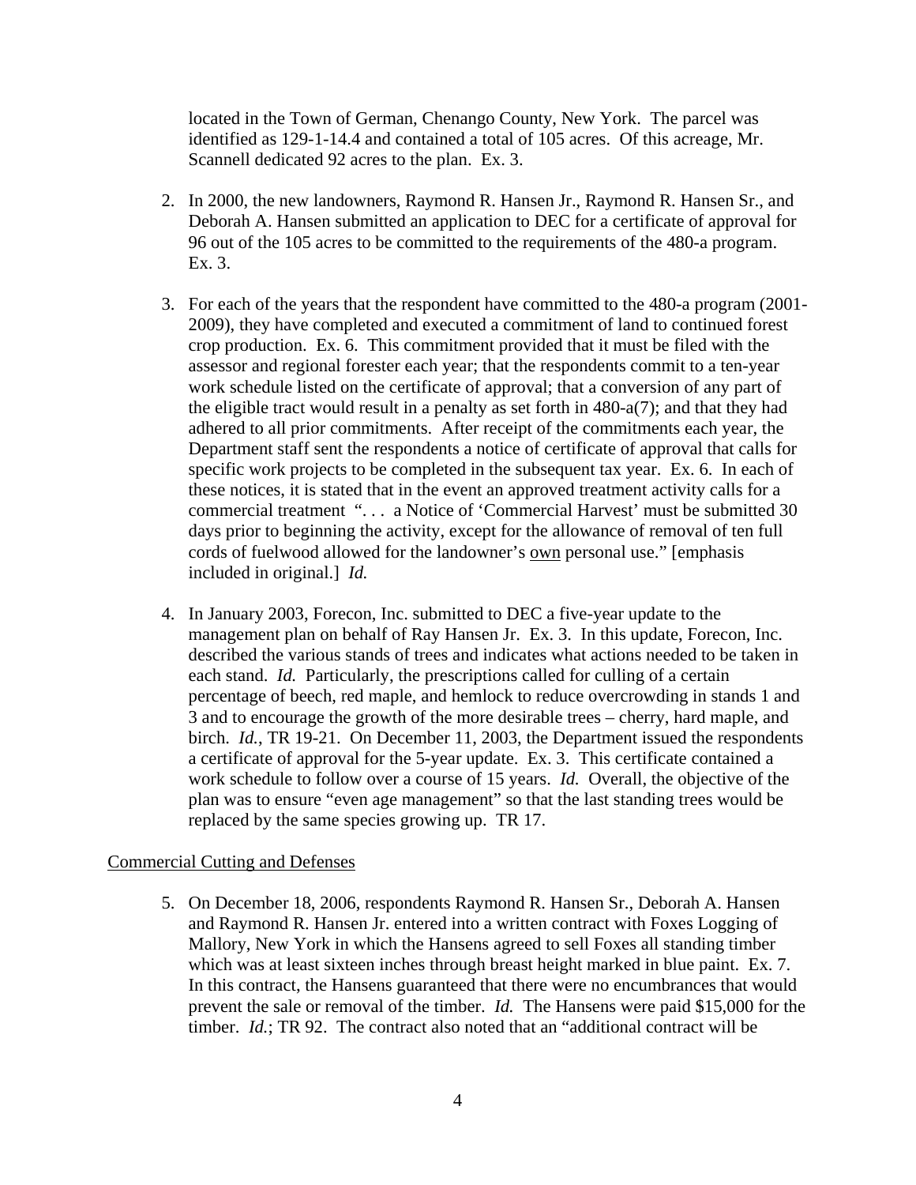located in the Town of German, Chenango County, New York. The parcel was identified as 129-1-14.4 and contained a total of 105 acres. Of this acreage, Mr. Scannell dedicated 92 acres to the plan. Ex. 3.

2. In 2000, the new landowners, Raymond R. Hansen Jr., Raymond R. Hansen Sr., and Deborah A. Hansen submitted an application to DEC for a certificate of approval for 96 out of the 105 acres to be committed to the requirements of the 480-a program. Ex. 3.

3. For each of the years that the respondent have committed to the 480-a program (2001-2009), they have completed and executed a commitment of land to continued forest crop production. Ex. 6. This commitment provided that it must be filed with the assessor and regional forester each year; that the respondents commit to a ten-year work schedule listed on the certificate of approval; that a conversion of any part of the eligible tract would result in a penalty as set forth in 480-a(7); and that they had adhered to all prior commitments. After receipt of the commitments each year, the Department staff sent the respondents a notice of certificate of approval that calls for specific work projects to be completed in the subsequent tax year. Ex. 6. In each of these notices, it is stated that in the event an approved treatment activity calls for a commercial treatment ". . . a Notice of 'Commercial Harvest' must be submitted 30 days prior to beginning the activity, except for the allowance of removal of ten full cords of fuelwood allowed for the landowner's <u>own</u> personal use." [emphasis included in original.] *Id.*

4. In January 2003, Forecon, Inc. submitted to DEC a five-year update to the management plan on behalf of Ray Hansen Jr. Ex. 3. In this update, Forecon, Inc. described the various stands of trees and indicates what actions needed to be taken in each stand. *Id.* Particularly, the prescriptions called for culling of a certain percentage of beech, red maple, and hemlock to reduce overcrowding in stands 1 and 3 and to encourage the growth of the more desirable trees – cherry, hard maple, and birch. *Id.*, TR 19-21. On December 11, 2003, the Department issued the respondents a certificate of approval for the 5-year update. Ex. 3. This certificate contained a work schedule to follow over a course of 15 years. *Id.* Overall, the objective of the plan was to ensure "even age management" so that the last standing trees would be replaced by the same species growing up. TR 17.

<u>Commercial Cutting and Defenses</u>

5. On December 18, 2006, respondents Raymond R. Hansen Sr., Deborah A. Hansen and Raymond R. Hansen Jr. entered into a written contract with Foxes Logging of Mallory, New York in which the Hansens agreed to sell Foxes all standing timber which was at least sixteen inches through breast height marked in blue paint. Ex. 7. In this contract, the Hansens guaranteed that there were no encumbrances that would prevent the sale or removal of the timber. *Id.* The Hansens were paid $15,000 for the timber. *Id.*; TR 92. The contract also noted that an "additional contract will be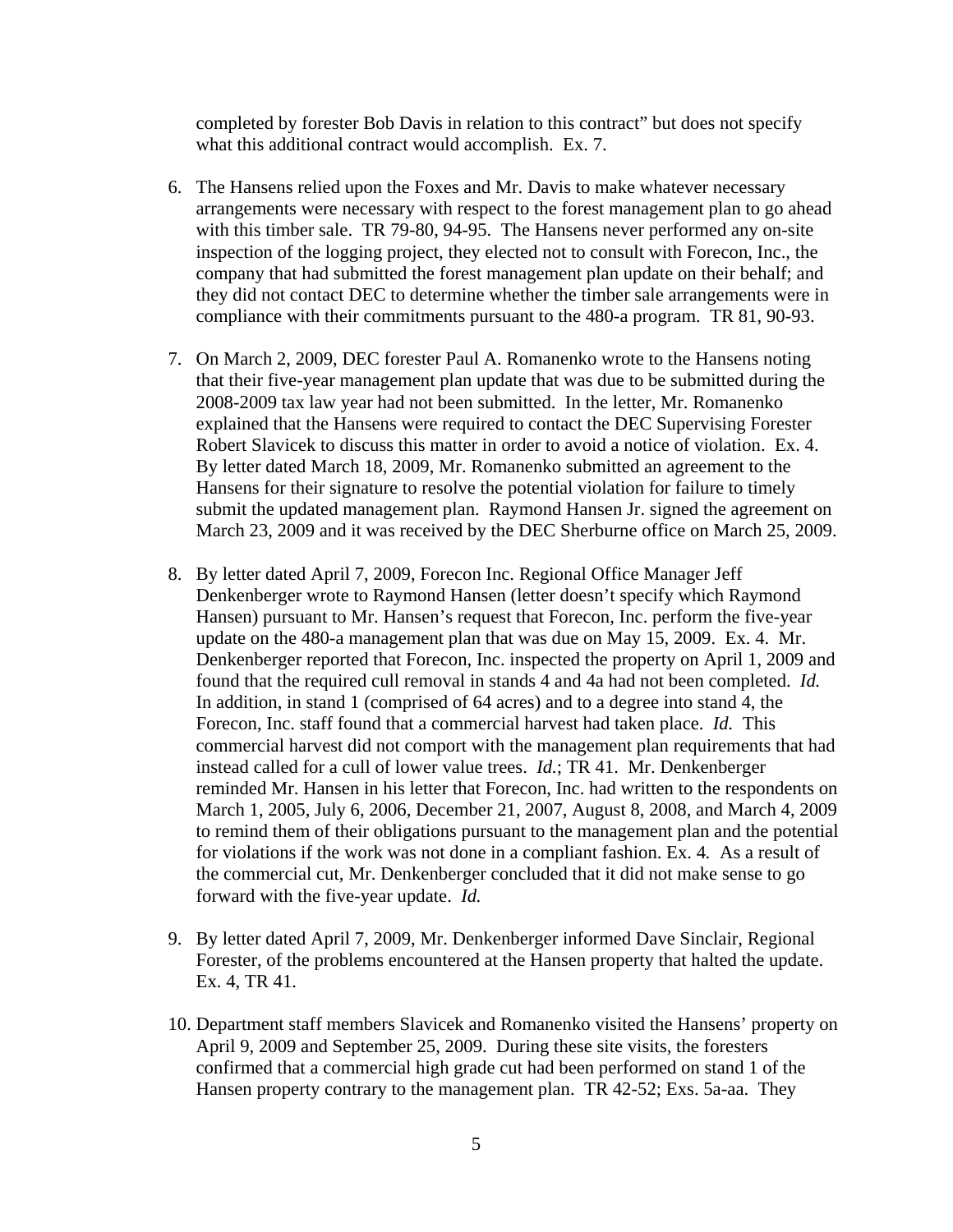completed by forester Bob Davis in relation to this contract" but does not specify what this additional contract would accomplish. Ex. 7.

6. The Hansens relied upon the Foxes and Mr. Davis to make whatever necessary arrangements were necessary with respect to the forest management plan to go ahead with this timber sale. TR 79-80, 94-95. The Hansens never performed any on-site inspection of the logging project, they elected not to consult with Forecon, Inc., the company that had submitted the forest management plan update on their behalf; and they did not contact DEC to determine whether the timber sale arrangements were in compliance with their commitments pursuant to the 480-a program. TR 81, 90-93.

7. On March 2, 2009, DEC forester Paul A. Romanenko wrote to the Hansens noting that their five-year management plan update that was due to be submitted during the 2008-2009 tax law year had not been submitted. In the letter, Mr. Romanenko explained that the Hansens were required to contact the DEC Supervising Forester Robert Slavicek to discuss this matter in order to avoid a notice of violation. Ex. 4. By letter dated March 18, 2009, Mr. Romanenko submitted an agreement to the Hansens for their signature to resolve the potential violation for failure to timely submit the updated management plan. Raymond Hansen Jr. signed the agreement on March 23, 2009 and it was received by the DEC Sherburne office on March 25, 2009.

8. By letter dated April 7, 2009, Forecon Inc. Regional Office Manager Jeff Denkenberger wrote to Raymond Hansen (letter doesn't specify which Raymond Hansen) pursuant to Mr. Hansen's request that Forecon, Inc. perform the five-year update on the 480-a management plan that was due on May 15, 2009. Ex. 4. Mr. Denkenberger reported that Forecon, Inc. inspected the property on April 1, 2009 and found that the required cull removal in stands 4 and 4a had not been completed. *Id.* In addition, in stand 1 (comprised of 64 acres) and to a degree into stand 4, the Forecon, Inc. staff found that a commercial harvest had taken place. *Id.* This commercial harvest did not comport with the management plan requirements that had instead called for a cull of lower value trees. *Id.*; TR 41. Mr. Denkenberger reminded Mr. Hansen in his letter that Forecon, Inc. had written to the respondents on March 1, 2005, July 6, 2006, December 21, 2007, August 8, 2008, and March 4, 2009 to remind them of their obligations pursuant to the management plan and the potential for violations if the work was not done in a compliant fashion. Ex. 4*.* As a result of the commercial cut, Mr. Denkenberger concluded that it did not make sense to go forward with the five-year update. *Id.*

9. By letter dated April 7, 2009, Mr. Denkenberger informed Dave Sinclair, Regional Forester, of the problems encountered at the Hansen property that halted the update. Ex. 4, TR 41.

10. Department staff members Slavicek and Romanenko visited the Hansens' property on April 9, 2009 and September 25, 2009. During these site visits, the foresters confirmed that a commercial high grade cut had been performed on stand 1 of the Hansen property contrary to the management plan. TR 42-52; Exs. 5a-aa. They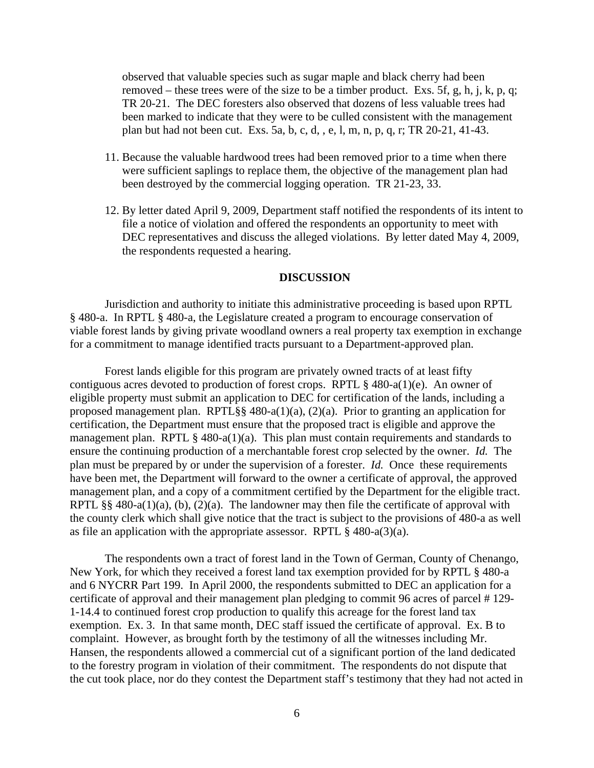observed that valuable species such as sugar maple and black cherry had been removed – these trees were of the size to be a timber product. Exs. 5f, g, h, j, k, p, q; TR 20-21. The DEC foresters also observed that dozens of less valuable trees had been marked to indicate that they were to be culled consistent with the management plan but had not been cut. Exs. 5a, b, c, d, , e, l, m, n, p, q, r; TR 20-21, 41-43.

11. Because the valuable hardwood trees had been removed prior to a time when there were sufficient saplings to replace them, the objective of the management plan had been destroyed by the commercial logging operation. TR 21-23, 33.

12. By letter dated April 9, 2009, Department staff notified the respondents of its intent to file a notice of violation and offered the respondents an opportunity to meet with DEC representatives and discuss the alleged violations. By letter dated May 4, 2009, the respondents requested a hearing.

## DISCUSSION

Jurisdiction and authority to initiate this administrative proceeding is based upon RPTL § 480-a. In RPTL § 480-a, the Legislature created a program to encourage conservation of viable forest lands by giving private woodland owners a real property tax exemption in exchange for a commitment to manage identified tracts pursuant to a Department-approved plan.

Forest lands eligible for this program are privately owned tracts of at least fifty contiguous acres devoted to production of forest crops. RPTL § 480-a(1)(e). An owner of eligible property must submit an application to DEC for certification of the lands, including a proposed management plan. RPTL§§ 480-a(1)(a), (2)(a). Prior to granting an application for certification, the Department must ensure that the proposed tract is eligible and approve the management plan. RPTL § 480-a(1)(a). This plan must contain requirements and standards to ensure the continuing production of a merchantable forest crop selected by the owner. *Id.* The plan must be prepared by or under the supervision of a forester. *Id.* Once these requirements have been met, the Department will forward to the owner a certificate of approval, the approved management plan, and a copy of a commitment certified by the Department for the eligible tract. RPTL §§ 480-a(1)(a), (b), (2)(a). The landowner may then file the certificate of approval with the county clerk which shall give notice that the tract is subject to the provisions of 480-a as well as file an application with the appropriate assessor. RPTL § 480-a(3)(a).

The respondents own a tract of forest land in the Town of German, County of Chenango, New York, for which they received a forest land tax exemption provided for by RPTL § 480-a and 6 NYCRR Part 199. In April 2000, the respondents submitted to DEC an application for a certificate of approval and their management plan pledging to commit 96 acres of parcel # 129-1-14.4 to continued forest crop production to qualify this acreage for the forest land tax exemption. Ex. 3. In that same month, DEC staff issued the certificate of approval. Ex. B to complaint. However, as brought forth by the testimony of all the witnesses including Mr. Hansen, the respondents allowed a commercial cut of a significant portion of the land dedicated to the forestry program in violation of their commitment. The respondents do not dispute that the cut took place, nor do they contest the Department staff's testimony that they had not acted in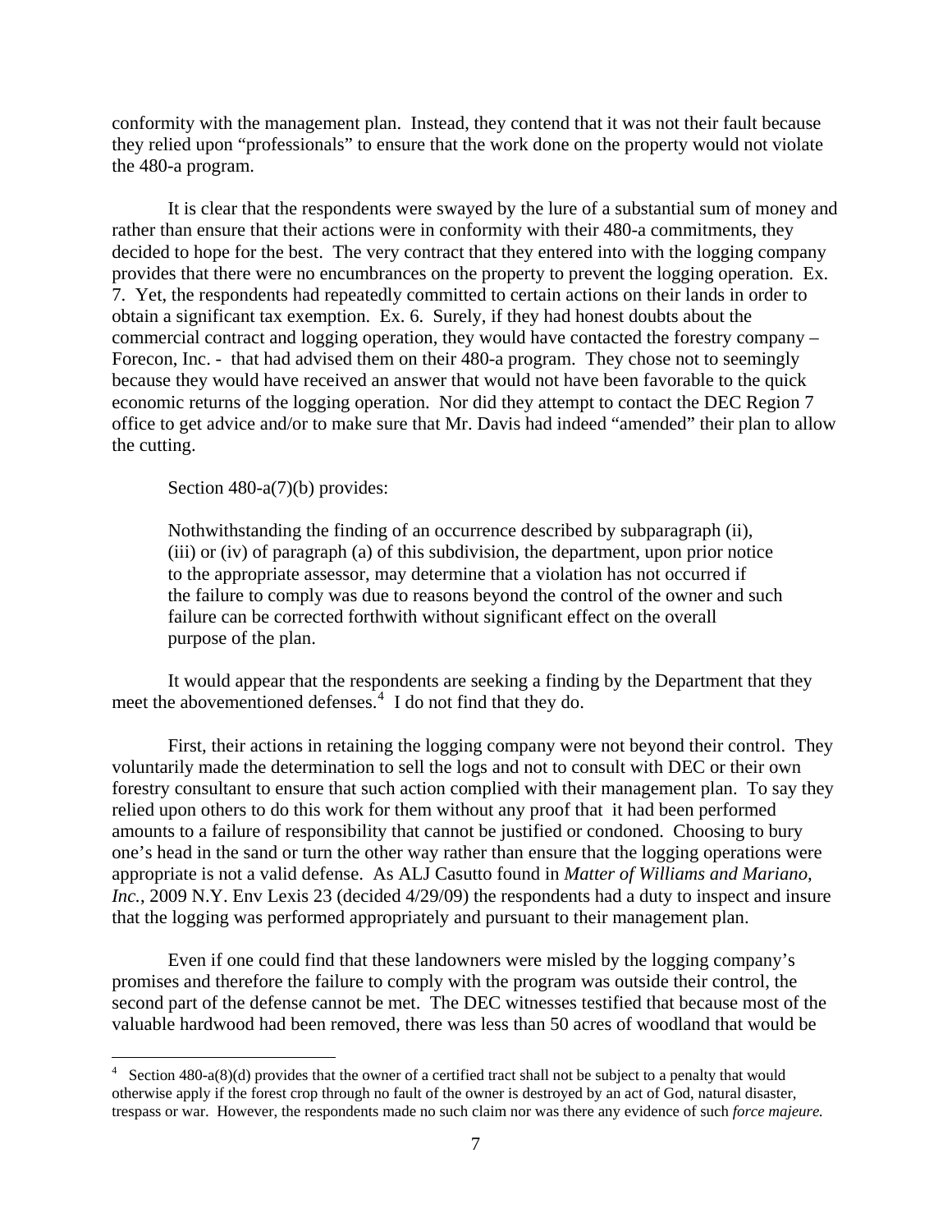conformity with the management plan. Instead, they contend that it was not their fault because they relied upon "professionals" to ensure that the work done on the property would not violate the 480-a program.

It is clear that the respondents were swayed by the lure of a substantial sum of money and rather than ensure that their actions were in conformity with their 480-a commitments, they decided to hope for the best. The very contract that they entered into with the logging company provides that there were no encumbrances on the property to prevent the logging operation. Ex. 7. Yet, the respondents had repeatedly committed to certain actions on their lands in order to obtain a significant tax exemption. Ex. 6. Surely, if they had honest doubts about the commercial contract and logging operation, they would have contacted the forestry company – Forecon, Inc. - that had advised them on their 480-a program. They chose not to seemingly because they would have received an answer that would not have been favorable to the quick economic returns of the logging operation. Nor did they attempt to contact the DEC Region 7 office to get advice and/or to make sure that Mr. Davis had indeed "amended" their plan to allow the cutting.

Section 480-a(7)(b) provides:

> Nothwithstanding the finding of an occurrence described by subparagraph (ii), (iii) or (iv) of paragraph (a) of this subdivision, the department, upon prior notice to the appropriate assessor, may determine that a violation has not occurred if the failure to comply was due to reasons beyond the control of the owner and such failure can be corrected forthwith without significant effect on the overall purpose of the plan.

It would appear that the respondents are seeking a finding by the Department that they meet the abovementioned defenses.[4] I do not find that they do.

First, their actions in retaining the logging company were not beyond their control. They voluntarily made the determination to sell the logs and not to consult with DEC or their own forestry consultant to ensure that such action complied with their management plan. To say they relied upon others to do this work for them without any proof that it had been performed amounts to a failure of responsibility that cannot be justified or condoned. Choosing to bury one's head in the sand or turn the other way rather than ensure that the logging operations were appropriate is not a valid defense. As ALJ Casutto found in *Matter of Williams and Mariano, Inc.*, 2009 N.Y. Env Lexis 23 (decided 4/29/09) the respondents had a duty to inspect and insure that the logging was performed appropriately and pursuant to their management plan.

Even if one could find that these landowners were misled by the logging company's promises and therefore the failure to comply with the program was outside their control, the second part of the defense cannot be met. The DEC witnesses testified that because most of the valuable hardwood had been removed, there was less than 50 acres of woodland that would be

---

[4] Section 480-a(8)(d) provides that the owner of a certified tract shall not be subject to a penalty that would otherwise apply if the forest crop through no fault of the owner is destroyed by an act of God, natural disaster, trespass or war. However, the respondents made no such claim nor was there any evidence of such *force majeure.*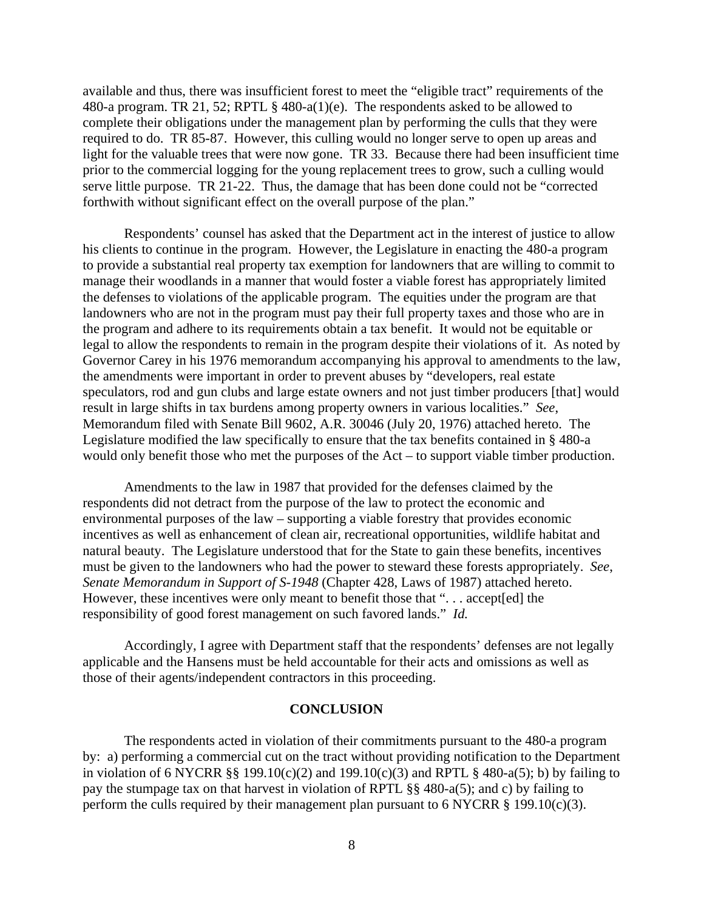available and thus, there was insufficient forest to meet the "eligible tract" requirements of the 480-a program. TR 21, 52; RPTL § 480-a(1)(e). The respondents asked to be allowed to complete their obligations under the management plan by performing the culls that they were required to do. TR 85-87. However, this culling would no longer serve to open up areas and light for the valuable trees that were now gone. TR 33. Because there had been insufficient time prior to the commercial logging for the young replacement trees to grow, such a culling would serve little purpose. TR 21-22. Thus, the damage that has been done could not be "corrected forthwith without significant effect on the overall purpose of the plan."

Respondents' counsel has asked that the Department act in the interest of justice to allow his clients to continue in the program. However, the Legislature in enacting the 480-a program to provide a substantial real property tax exemption for landowners that are willing to commit to manage their woodlands in a manner that would foster a viable forest has appropriately limited the defenses to violations of the applicable program. The equities under the program are that landowners who are not in the program must pay their full property taxes and those who are in the program and adhere to its requirements obtain a tax benefit. It would not be equitable or legal to allow the respondents to remain in the program despite their violations of it. As noted by Governor Carey in his 1976 memorandum accompanying his approval to amendments to the law, the amendments were important in order to prevent abuses by "developers, real estate speculators, rod and gun clubs and large estate owners and not just timber producers [that] would result in large shifts in tax burdens among property owners in various localities." *See*, Memorandum filed with Senate Bill 9602, A.R. 30046 (July 20, 1976) attached hereto. The Legislature modified the law specifically to ensure that the tax benefits contained in § 480-a would only benefit those who met the purposes of the Act – to support viable timber production.

Amendments to the law in 1987 that provided for the defenses claimed by the respondents did not detract from the purpose of the law to protect the economic and environmental purposes of the law – supporting a viable forestry that provides economic incentives as well as enhancement of clean air, recreational opportunities, wildlife habitat and natural beauty. The Legislature understood that for the State to gain these benefits, incentives must be given to the landowners who had the power to steward these forests appropriately. *See*, *Senate Memorandum in Support of S-1948* (Chapter 428, Laws of 1987) attached hereto. However, these incentives were only meant to benefit those that ". . . accept[ed] the responsibility of good forest management on such favored lands." *Id.*

Accordingly, I agree with Department staff that the respondents' defenses are not legally applicable and the Hansens must be held accountable for their acts and omissions as well as those of their agents/independent contractors in this proceeding.

## CONCLUSION

The respondents acted in violation of their commitments pursuant to the 480-a program by: a) performing a commercial cut on the tract without providing notification to the Department in violation of 6 NYCRR §§ 199.10(c)(2) and 199.10(c)(3) and RPTL § 480-a(5); b) by failing to pay the stumpage tax on that harvest in violation of RPTL §§ 480-a(5); and c) by failing to perform the culls required by their management plan pursuant to 6 NYCRR § 199.10(c)(3).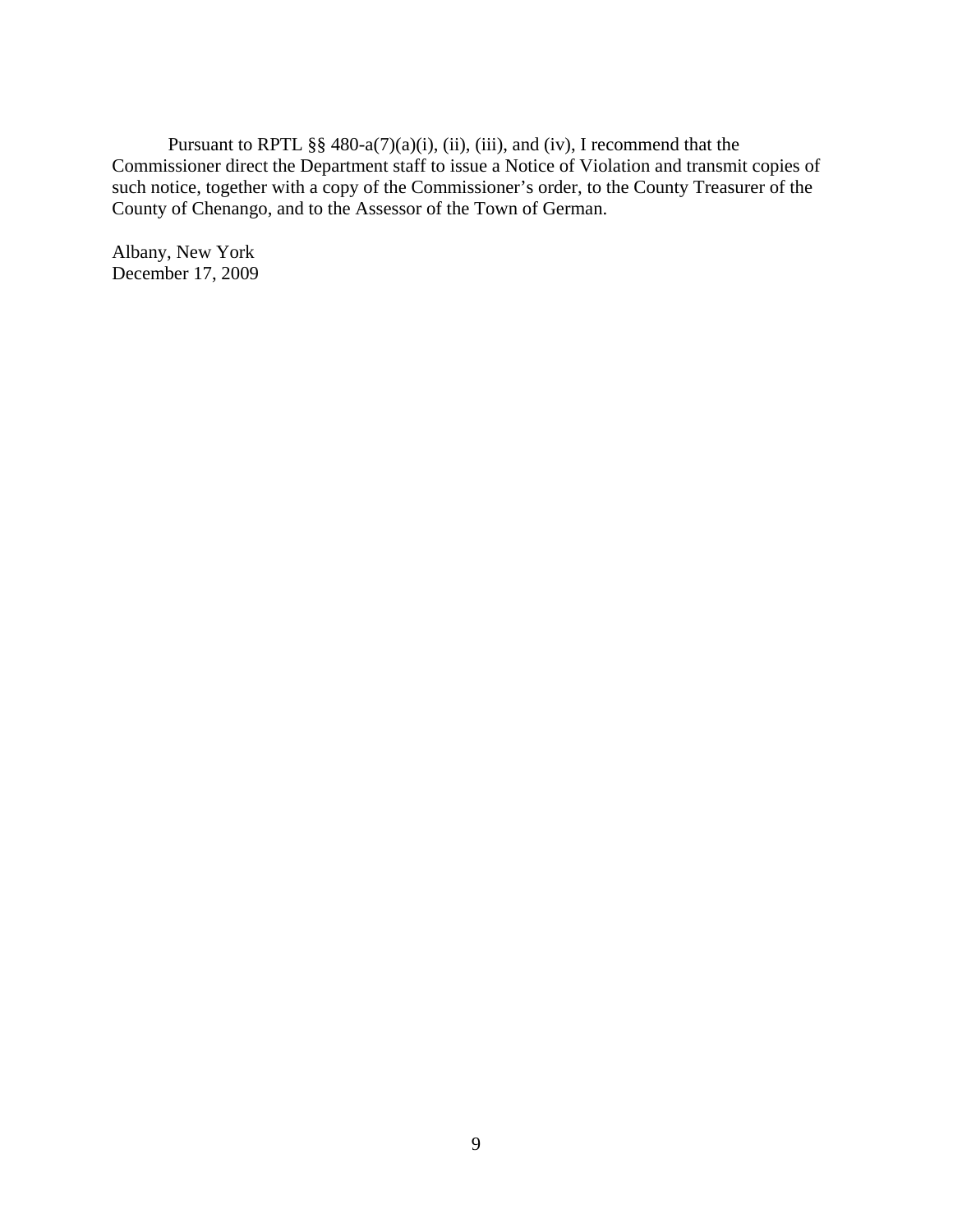Pursuant to RPTL §§ 480-a(7)(a)(i), (ii), (iii), and (iv), I recommend that the Commissioner direct the Department staff to issue a Notice of Violation and transmit copies of such notice, together with a copy of the Commissioner's order, to the County Treasurer of the County of Chenango, and to the Assessor of the Town of German.

Albany, New York
December 17, 2009